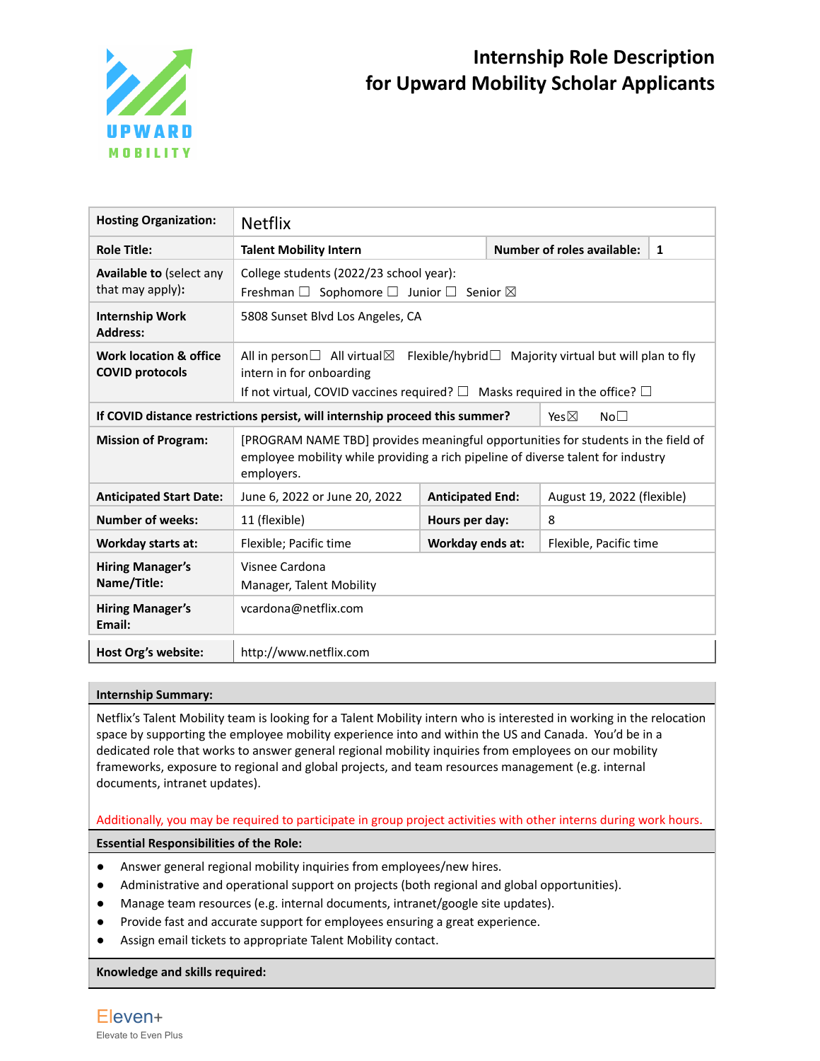# Internship Role Description for Upward Mobility Scholar Applicants

| | | | |
|---|---|---|---|
| **Hosting Organization:** | Netflix | | |
| **Role Title:** | **Talent Mobility Intern** | **Number of roles available:** | **1** |
| **Available to** (select any that may apply): | College students (2022/23 school year): Freshman ☐ Sophomore ☐ Junior ☐ Senior ☒ | | |
| **Internship Work Address:** | 5808 Sunset Blvd Los Angeles, CA | | |
| **Work location & office COVID protocols** | All in person☐ All virtual☒ Flexible/hybrid☐ Majority virtual but will plan to fly intern in for onboarding<br>If not virtual, COVID vaccines required? ☐ Masks required in the office? ☐ | | |
| **If COVID distance restrictions persist, will internship proceed this summer?** | | Yes☒ | No☐ |
| **Mission of Program:** | [PROGRAM NAME TBD] provides meaningful opportunities for students in the field of employee mobility while providing a rich pipeline of diverse talent for industry employers. | | |
| **Anticipated Start Date:** | June 6, 2022 or June 20, 2022 | **Anticipated End:** | August 19, 2022 (flexible) |
| **Number of weeks:** | 11 (flexible) | **Hours per day:** | 8 |
| **Workday starts at:** | Flexible; Pacific time | **Workday ends at:** | Flexible, Pacific time |
| **Hiring Manager's Name/Title:** | Visnee Cardona<br>Manager, Talent Mobility | | |
| **Hiring Manager's Email:** | vcardona@netflix.com | | |
| **Host Org's website:** | http://www.netflix.com | | |

**Internship Summary:**

Netflix's Talent Mobility team is looking for a Talent Mobility intern who is interested in working in the relocation space by supporting the employee mobility experience into and within the US and Canada. You'd be in a dedicated role that works to answer general regional mobility inquiries from employees on our mobility frameworks, exposure to regional and global projects, and team resources management (e.g. internal documents, intranet updates).

Additionally, you may be required to participate in group project activities with other interns during work hours.

**Essential Responsibilities of the Role:**

- Answer general regional mobility inquiries from employees/new hires.
- Administrative and operational support on projects (both regional and global opportunities).
- Manage team resources (e.g. internal documents, intranet/google site updates).
- Provide fast and accurate support for employees ensuring a great experience.
- Assign email tickets to appropriate Talent Mobility contact.

**Knowledge and skills required:**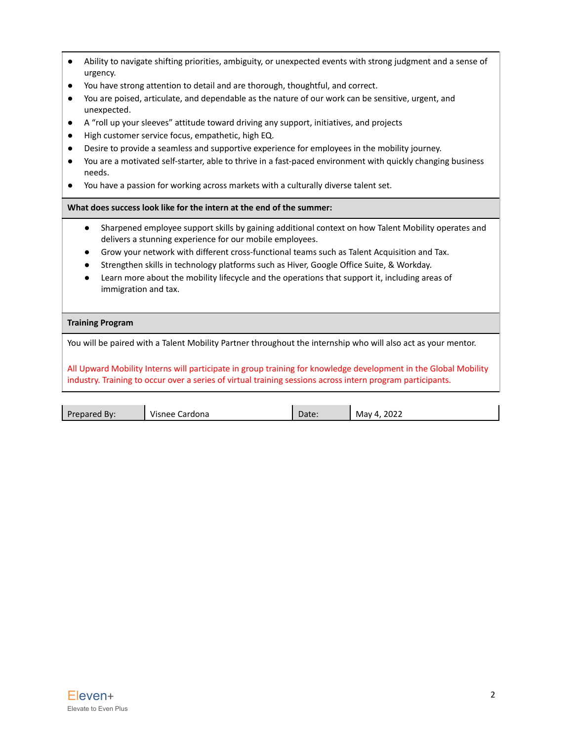- Ability to navigate shifting priorities, ambiguity, or unexpected events with strong judgment and a sense of urgency.
- You have strong attention to detail and are thorough, thoughtful, and correct.
- You are poised, articulate, and dependable as the nature of our work can be sensitive, urgent, and unexpected.
- A "roll up your sleeves" attitude toward driving any support, initiatives, and projects
- High customer service focus, empathetic, high EQ.
- Desire to provide a seamless and supportive experience for employees in the mobility journey.
- You are a motivated self-starter, able to thrive in a fast-paced environment with quickly changing business needs.
- You have a passion for working across markets with a culturally diverse talent set.

**What does success look like for the intern at the end of the summer:**

- Sharpened employee support skills by gaining additional context on how Talent Mobility operates and delivers a stunning experience for our mobile employees.
- Grow your network with different cross-functional teams such as Talent Acquisition and Tax.
- Strengthen skills in technology platforms such as Hiver, Google Office Suite, & Workday.
- Learn more about the mobility lifecycle and the operations that support it, including areas of immigration and tax.

**Training Program**

You will be paired with a Talent Mobility Partner throughout the internship who will also act as your mentor.

All Upward Mobility Interns will participate in group training for knowledge development in the Global Mobility industry. Training to occur over a series of virtual training sessions across intern program participants.

| | | | |
|---|---|---|---|
| Prepared By: | Visnee Cardona | Date: | May 4, 2022 |